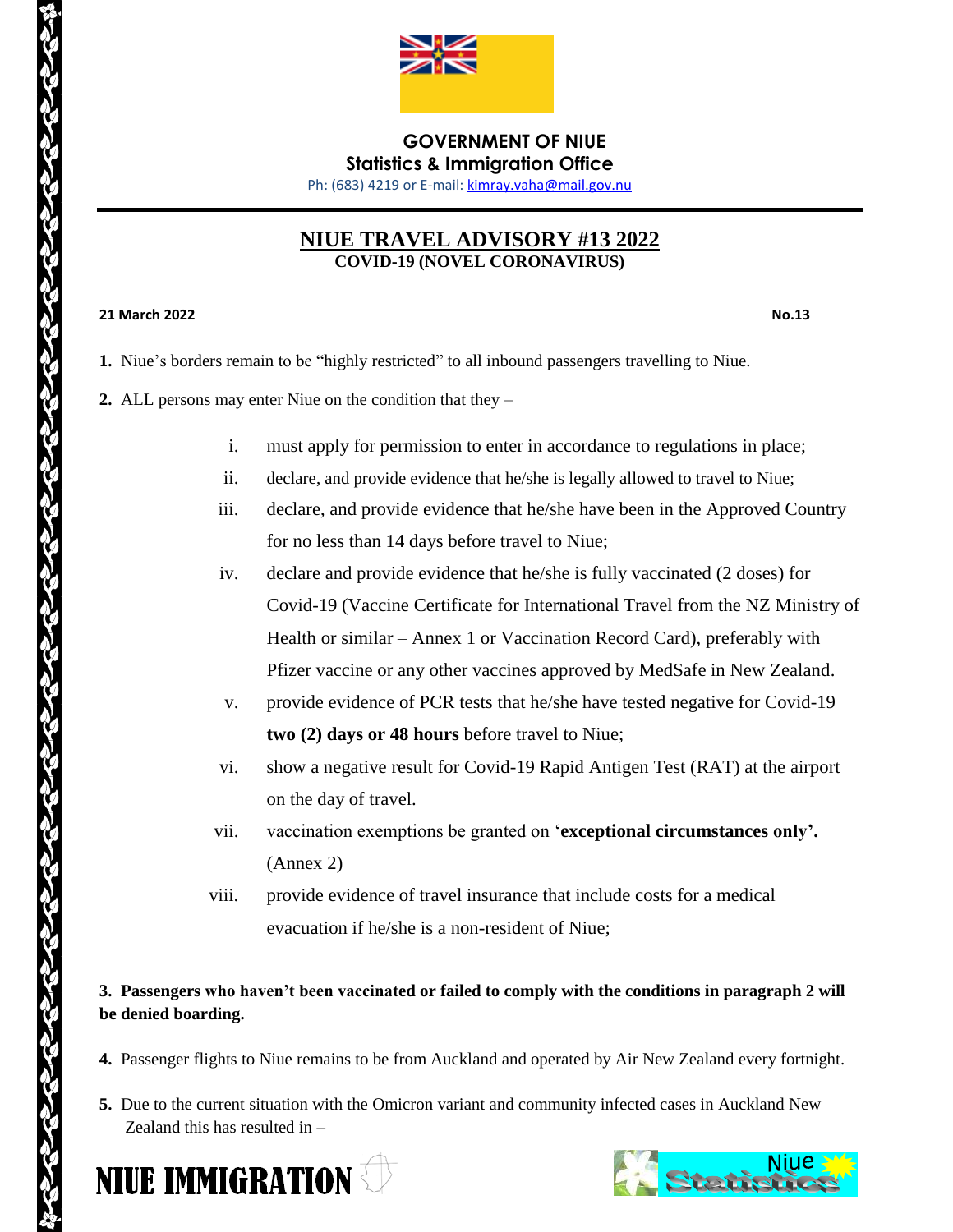**GOVERNMENT OF NIUE**
**Statistics & Immigration Office**
Ph: (683) 4219 or E-mail: kimray.vaha@mail.gov.nu

# NIUE TRAVEL ADVISORY #13 2022
## COVID-19 (NOVEL CORONAVIRUS)

**21 March 2022** **No.13**

**1.** Niue's borders remain to be "highly restricted" to all inbound passengers travelling to Niue.

**2.** ALL persons may enter Niue on the condition that they –

i. must apply for permission to enter in accordance to regulations in place;

ii. declare, and provide evidence that he/she is legally allowed to travel to Niue;

iii. declare, and provide evidence that he/she have been in the Approved Country for no less than 14 days before travel to Niue;

iv. declare and provide evidence that he/she is fully vaccinated (2 doses) for Covid-19 (Vaccine Certificate for International Travel from the NZ Ministry of Health or similar – Annex 1 or Vaccination Record Card), preferably with Pfizer vaccine or any other vaccines approved by MedSafe in New Zealand.

v. provide evidence of PCR tests that he/she have tested negative for Covid-19 **two (2) days or 48 hours** before travel to Niue;

vi. show a negative result for Covid-19 Rapid Antigen Test (RAT) at the airport on the day of travel.

vii. vaccination exemptions be granted on '**exceptional circumstances only'.** (Annex 2)

viii. provide evidence of travel insurance that include costs for a medical evacuation if he/she is a non-resident of Niue;

**3. Passengers who haven't been vaccinated or failed to comply with the conditions in paragraph 2 will be denied boarding.**

**4.** Passenger flights to Niue remains to be from Auckland and operated by Air New Zealand every fortnight.

**5.** Due to the current situation with the Omicron variant and community infected cases in Auckland New Zealand this has resulted in –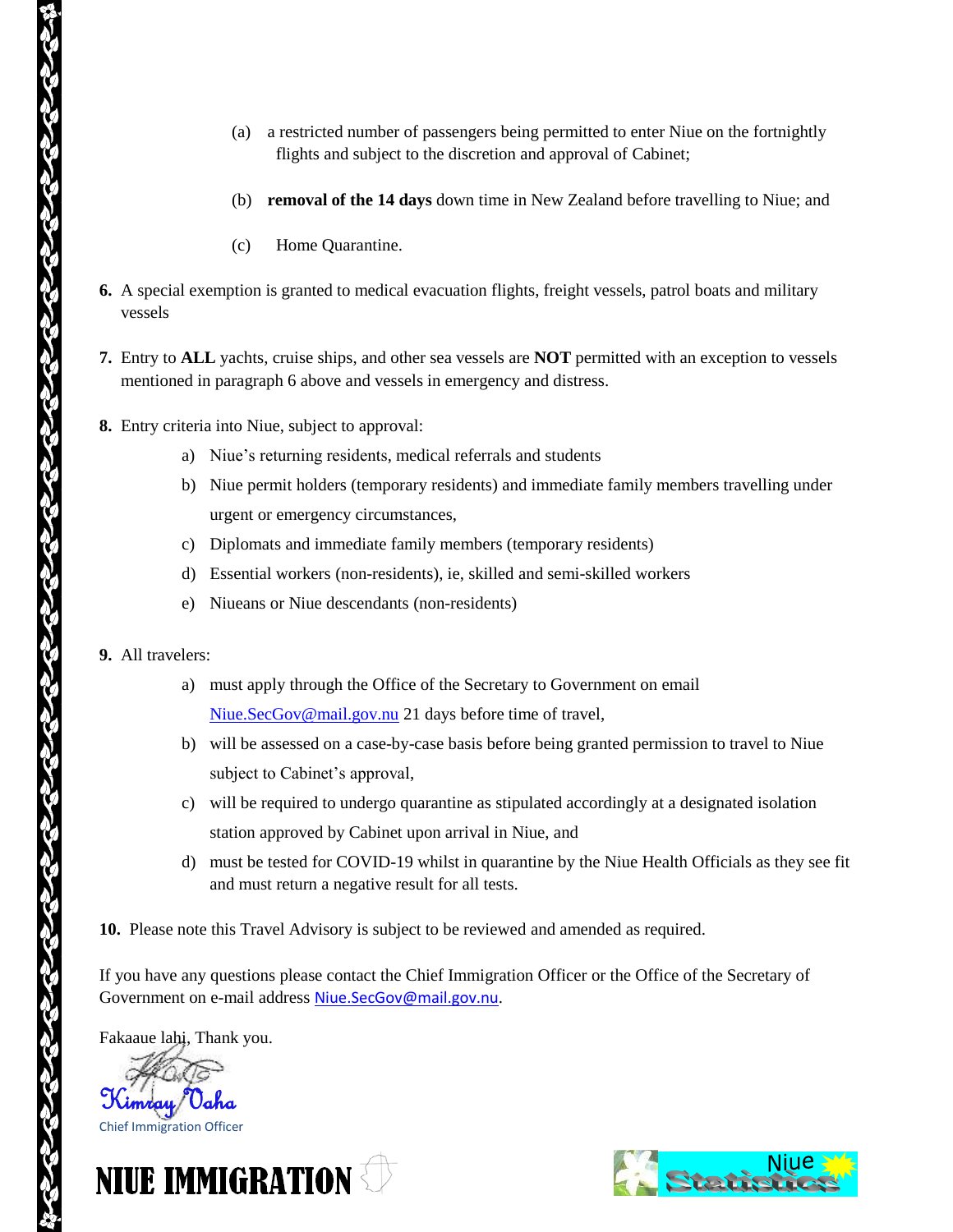(a) a restricted number of passengers being permitted to enter Niue on the fortnightly flights and subject to the discretion and approval of Cabinet;

(b) **removal of the 14 days** down time in New Zealand before travelling to Niue; and

(c) Home Quarantine.

**6.** A special exemption is granted to medical evacuation flights, freight vessels, patrol boats and military vessels

**7.** Entry to **ALL** yachts, cruise ships, and other sea vessels are **NOT** permitted with an exception to vessels mentioned in paragraph 6 above and vessels in emergency and distress.

**8.** Entry criteria into Niue, subject to approval:

a) Niue's returning residents, medical referrals and students
b) Niue permit holders (temporary residents) and immediate family members travelling under urgent or emergency circumstances,
c) Diplomats and immediate family members (temporary residents)
d) Essential workers (non-residents), ie, skilled and semi-skilled workers
e) Nitueans or Niue descendants (non-residents)

**9.** All travelers:

a) must apply through the Office of the Secretary to Government on email Niue.SecGov@mail.gov.nu 21 days before time of travel,
b) will be assessed on a case-by-case basis before being granted permission to travel to Niue subject to Cabinet's approval,
c) will be required to undergo quarantine as stipulated accordingly at a designated isolation station approved by Cabinet upon arrival in Niue, and
d) must be tested for COVID-19 whilst in quarantine by the Niue Health Officials as they see fit and must return a negative result for all tests.

**10.** Please note this Travel Advisory is subject to be reviewed and amended as required.

If you have any questions please contact the Chief Immigration Officer or the Office of the Secretary of Government on e-mail address Niue.SecGov@mail.gov.nu.

Fakaaue lahi, Thank you.

Kimray Vaha
Chief Immigration Officer

NIUE IMMIGRATION

Niue Statistics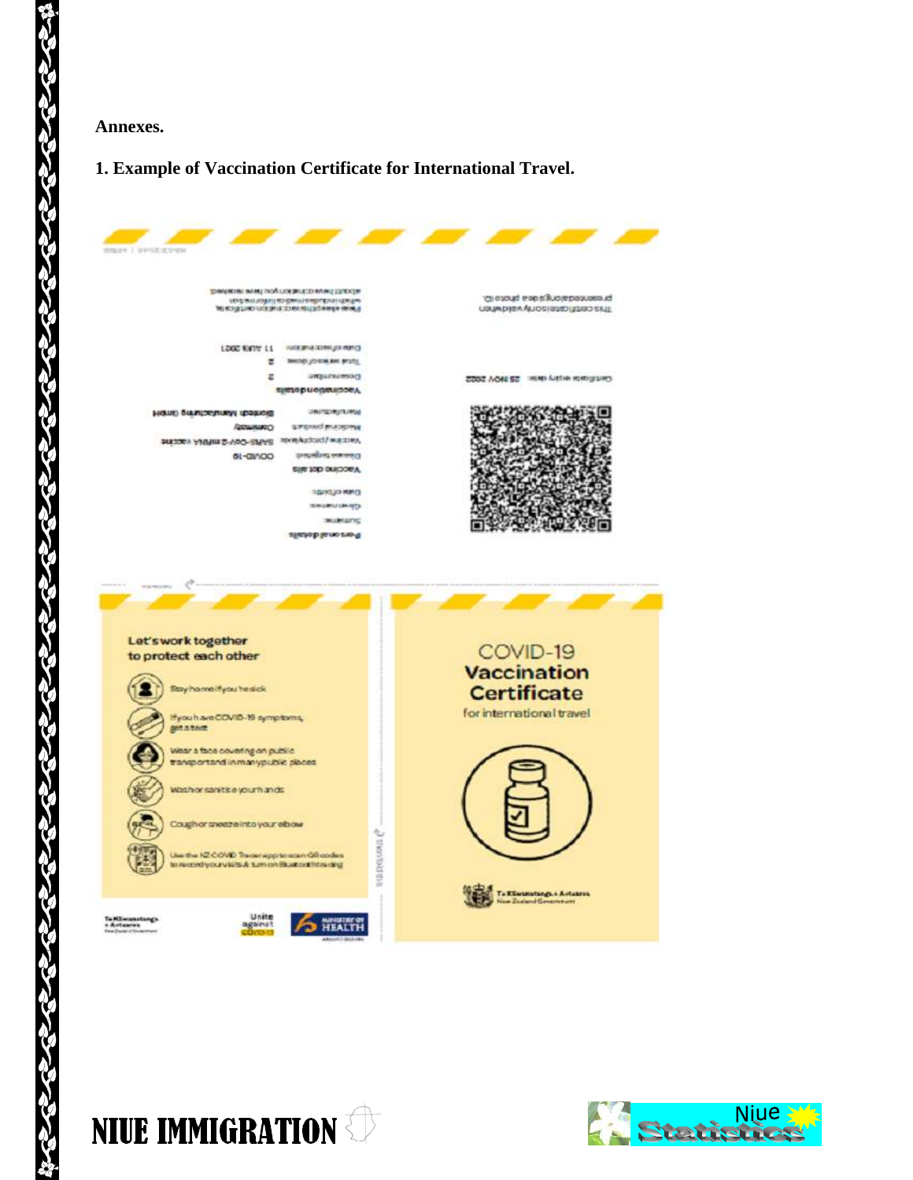**Annexes.**

**1. Example of Vaccination Certificate for International Travel.**

This certificate is only valid when presented alongside a photo ID.

Certificate expiry date: 25 NOV 2022

Personal details

Surname:

Given names:

Date of birth:

Vaccine details

Disease targeted: COVID-19

Vaccine/prophylaxis: SARS-CoV-2 mRNA vaccine

Medicinal product: Comirnaty

Manufacturer: Biontech Manufacturing GmbH

Vaccination details

Dose number: 2

Total series of doses: 2

Date of vaccination: 11 AUG 2021

Please check the vaccination certificate which relates to the information about the last vaccination you have received.

Let's work together to protect each other

- Stay home if you're sick
- If you have COVID-19 symptoms, get a test
- Wear a face covering on public transport and in many public places
- Wash or sanitise your hands
- Cough or sneeze into your elbow
- Use the NZ COVID Tracer app to scan QR codes to record your visits & turn on Bluetooth tracing

COVID-19 **Vaccination Certificate** for international travel

Te Kāwanatanga o Aotearoa
New Zealand Government

Unite against COVID-19

MINISTRY OF HEALTH

NIUE IMMIGRATION

Niue Statistics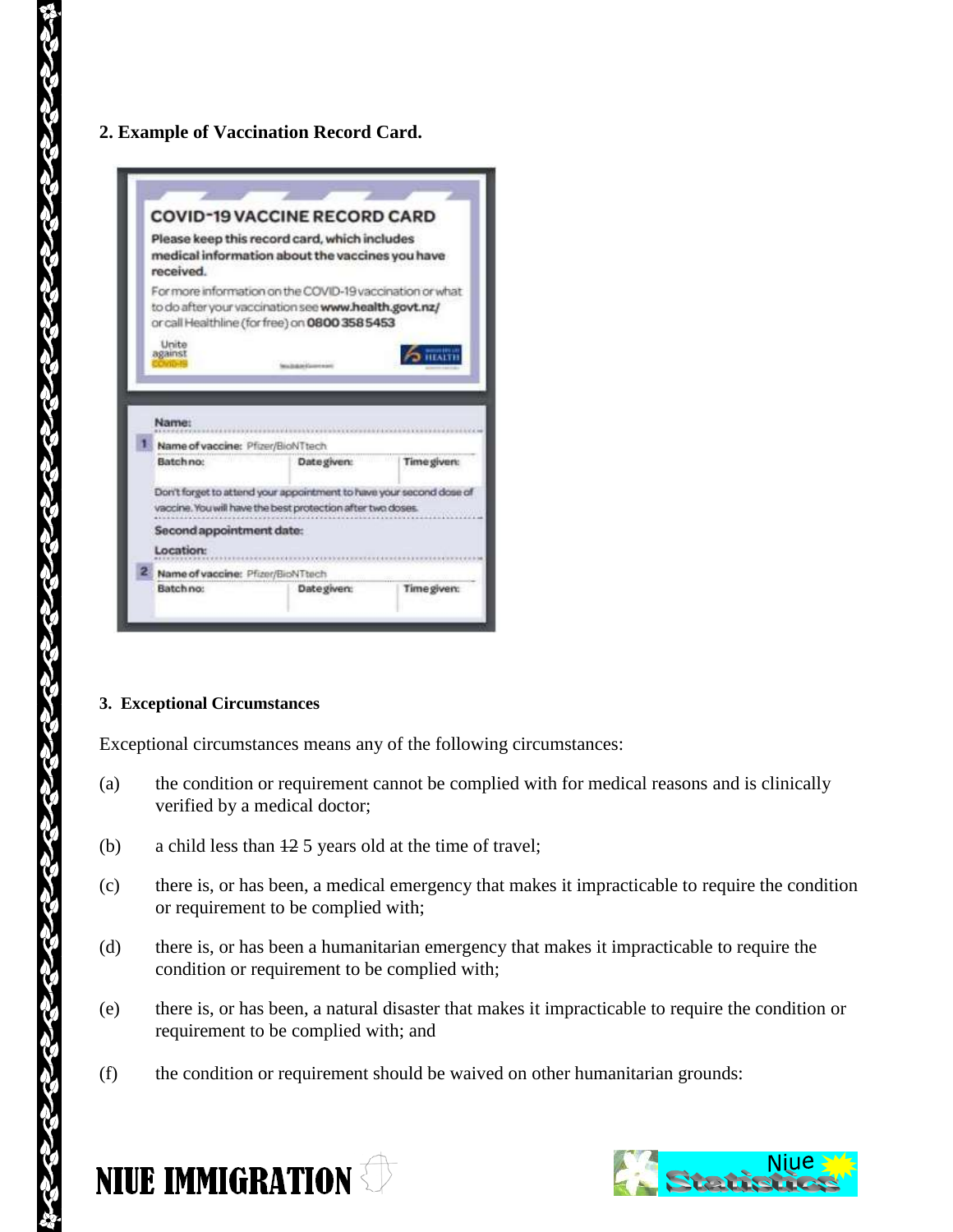## 2. Example of Vaccination Record Card.

**COVID-19 VACCINE RECORD CARD**

**Please keep this record card, which includes medical information about the vaccines you have received.**

For more information on the COVID-19 vaccination or what to do after your vaccination see **www.health.govt.nz/** or call Healthline (for free) on **0800 358 5453**

Unite against COVID-19

HEALTH

**Name:**

1 **Name of vaccine:** Pfizer/BioNTtech

| Batch no: | Date given: | Time given: |
| --- | --- | --- |

Don't forget to attend your appointment to have your second dose of vaccine. You will have the best protection after two doses.

**Second appointment date:**

**Location:**

2 **Name of vaccine:** Pfizer/BioNTtech

| Batch no: | Date given: | Time given: |
| --- | --- | --- |

### 3. Exceptional Circumstances

Exceptional circumstances means any of the following circumstances:

(a) the condition or requirement cannot be complied with for medical reasons and is clinically verified by a medical doctor;

(b) a child less than ~~12~~ 5 years old at the time of travel;

(c) there is, or has been, a medical emergency that makes it impracticable to require the condition or requirement to be complied with;

(d) there is, or has been a humanitarian emergency that makes it impracticable to require the condition or requirement to be complied with;

(e) there is, or has been, a natural disaster that makes it impracticable to require the condition or requirement to be complied with; and

(f) the condition or requirement should be waived on other humanitarian grounds: